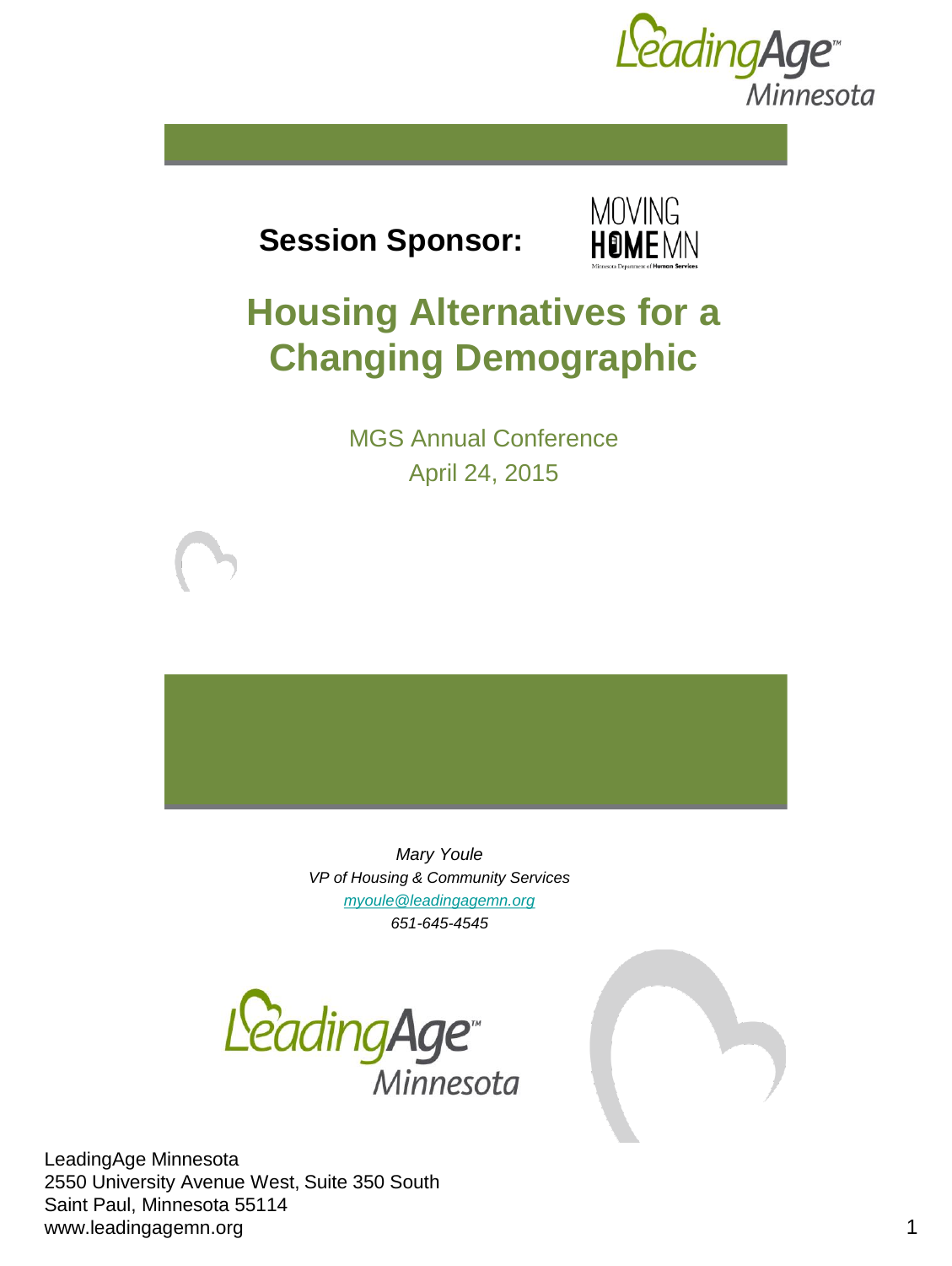**Session Sponsor:** MOVING HOME MN

Minnesota Department of Human Services

# Housing Alternatives for a Changing Demographic

MGS Annual Conference

April 24, 2015

*Mary Youle*

*VP of Housing & Community Services*

*myoule@leadingagemn.org*

*651-645-4545*

LeadingAge Minnesota

LeadingAge Minnesota
2550 University Avenue West, Suite 350 South
Saint Paul, Minnesota 55114
www.leadingagemn.org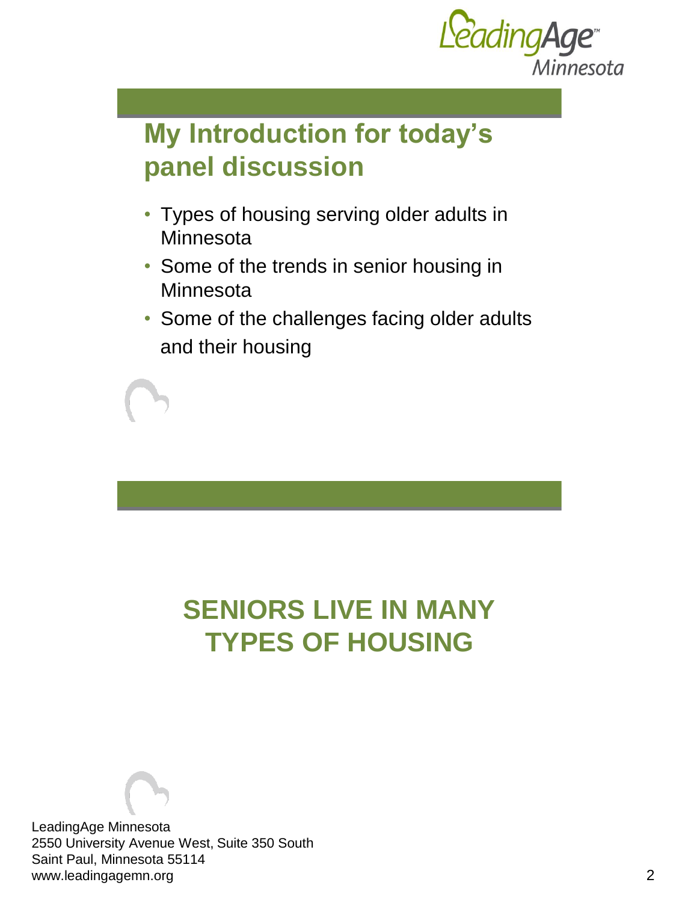## My Introduction for today's panel discussion

- Types of housing serving older adults in Minnesota
- Some of the trends in senior housing in Minnesota
- Some of the challenges facing older adults and their housing

## SENIORS LIVE IN MANY TYPES OF HOUSING

LeadingAge Minnesota
2550 University Avenue West, Suite 350 South
Saint Paul, Minnesota 55114
www.leadingagemn.org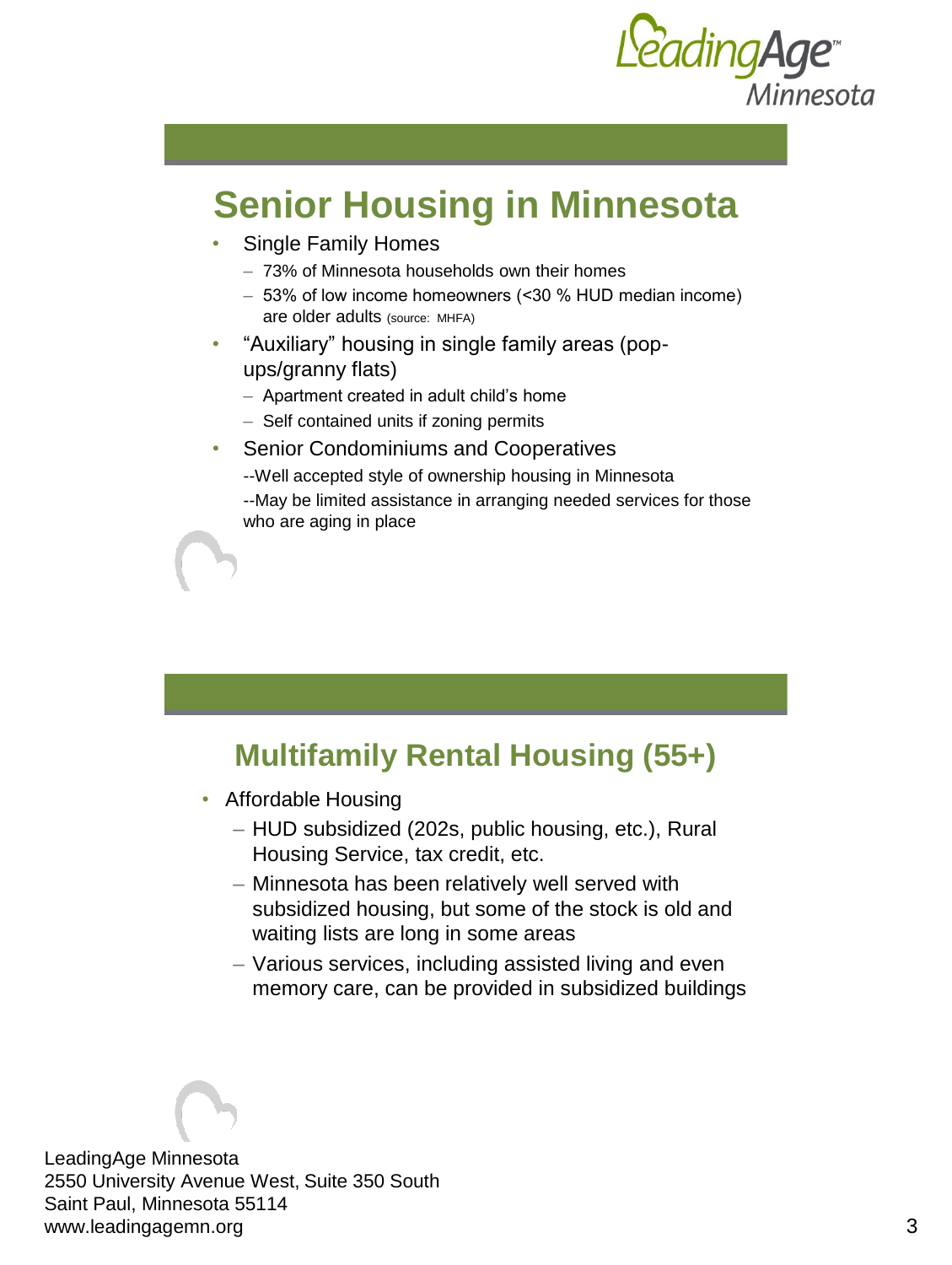# Senior Housing in Minnesota

- Single Family Homes
  - 73% of Minnesota households own their homes
  - 53% of low income homeowners (<30 % HUD median income) are older adults (source: MHFA)
- "Auxiliary" housing in single family areas (pop-ups/granny flats)
  - Apartment created in adult child's home
  - Self contained units if zoning permits
- Senior Condominiums and Cooperatives

  --Well accepted style of ownership housing in Minnesota

  --May be limited assistance in arranging needed services for those who are aging in place

# Multifamily Rental Housing (55+)

- Affordable Housing
  - HUD subsidized (202s, public housing, etc.), Rural Housing Service, tax credit, etc.
  - Minnesota has been relatively well served with subsidized housing, but some of the stock is old and waiting lists are long in some areas
  - Various services, including assisted living and even memory care, can be provided in subsidized buildings

LeadingAge Minnesota
2550 University Avenue West, Suite 350 South
Saint Paul, Minnesota 55114
www.leadingagemn.org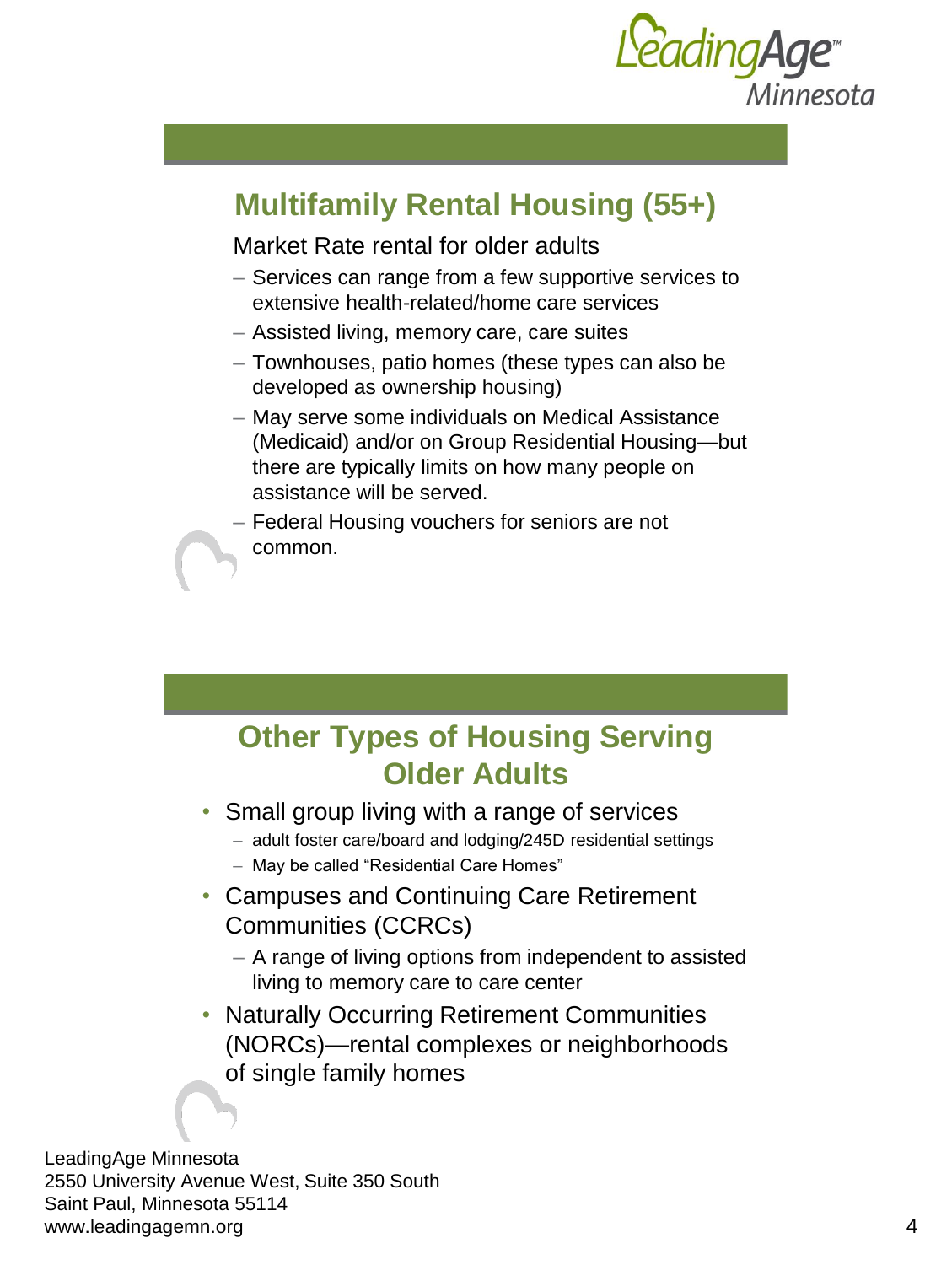## Multifamily Rental Housing (55+)

Market Rate rental for older adults

- Services can range from a few supportive services to extensive health-related/home care services
- Assisted living, memory care, care suites
- Townhouses, patio homes (these types can also be developed as ownership housing)
- May serve some individuals on Medical Assistance (Medicaid) and/or on Group Residential Housing—but there are typically limits on how many people on assistance will be served.
- Federal Housing vouchers for seniors are not common.

## Other Types of Housing Serving Older Adults

- Small group living with a range of services
  - adult foster care/board and lodging/245D residential settings
  - May be called "Residential Care Homes"
- Campuses and Continuing Care Retirement Communities (CCRCs)
  - A range of living options from independent to assisted living to memory care to care center
- Naturally Occurring Retirement Communities (NORCs)—rental complexes or neighborhoods of single family homes

LeadingAge Minnesota
2550 University Avenue West, Suite 350 South
Saint Paul, Minnesota 55114
www.leadingagemn.org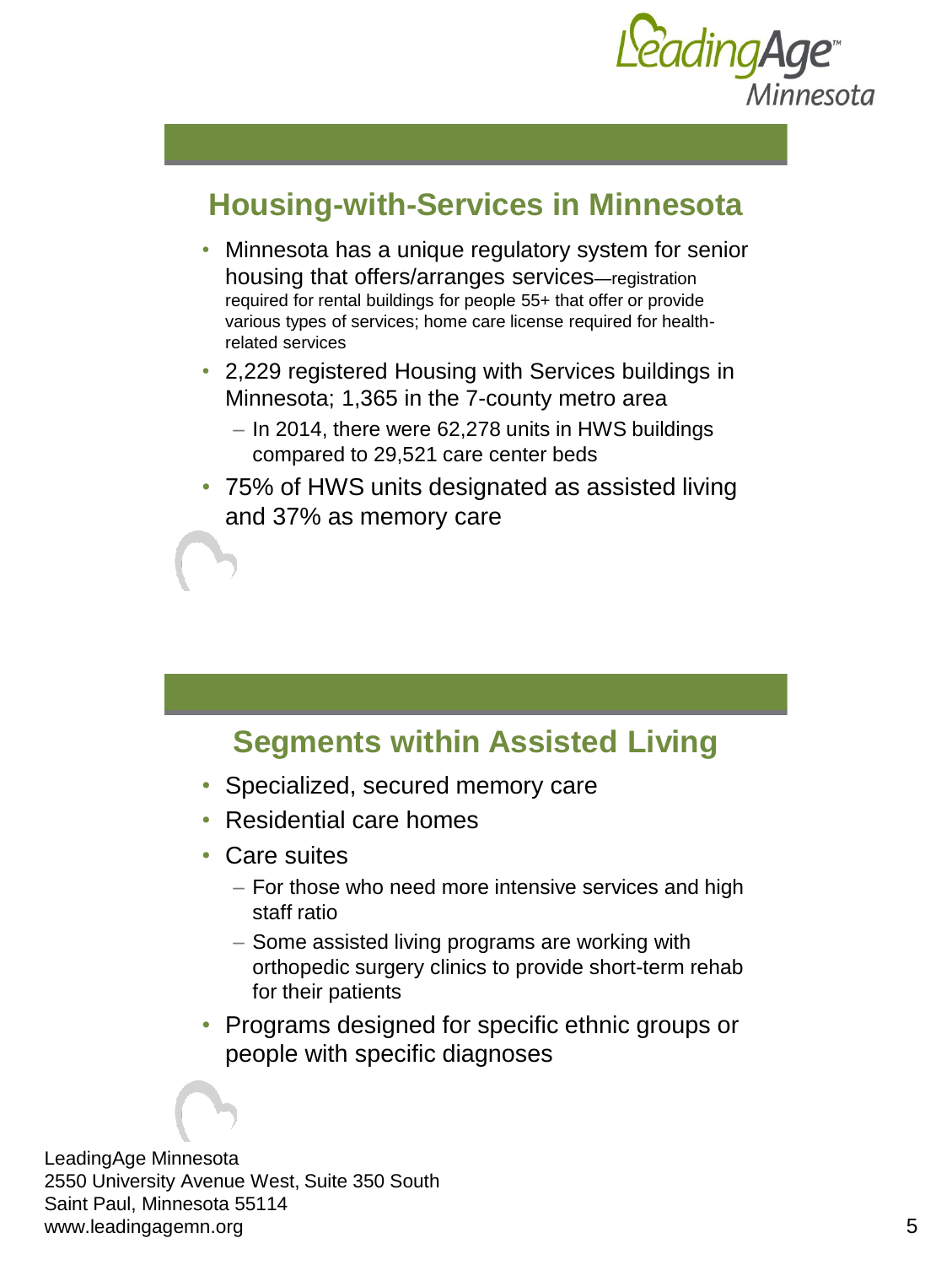## Housing-with-Services in Minnesota

- Minnesota has a unique regulatory system for senior housing that offers/arranges services—registration required for rental buildings for people 55+ that offer or provide various types of services; home care license required for health-related services
- 2,229 registered Housing with Services buildings in Minnesota; 1,365 in the 7-county metro area
  - In 2014, there were 62,278 units in HWS buildings compared to 29,521 care center beds
- 75% of HWS units designated as assisted living and 37% as memory care

## Segments within Assisted Living

- Specialized, secured memory care
- Residential care homes
- Care suites
  - For those who need more intensive services and high staff ratio
  - Some assisted living programs are working with orthopedic surgery clinics to provide short-term rehab for their patients
- Programs designed for specific ethnic groups or people with specific diagnoses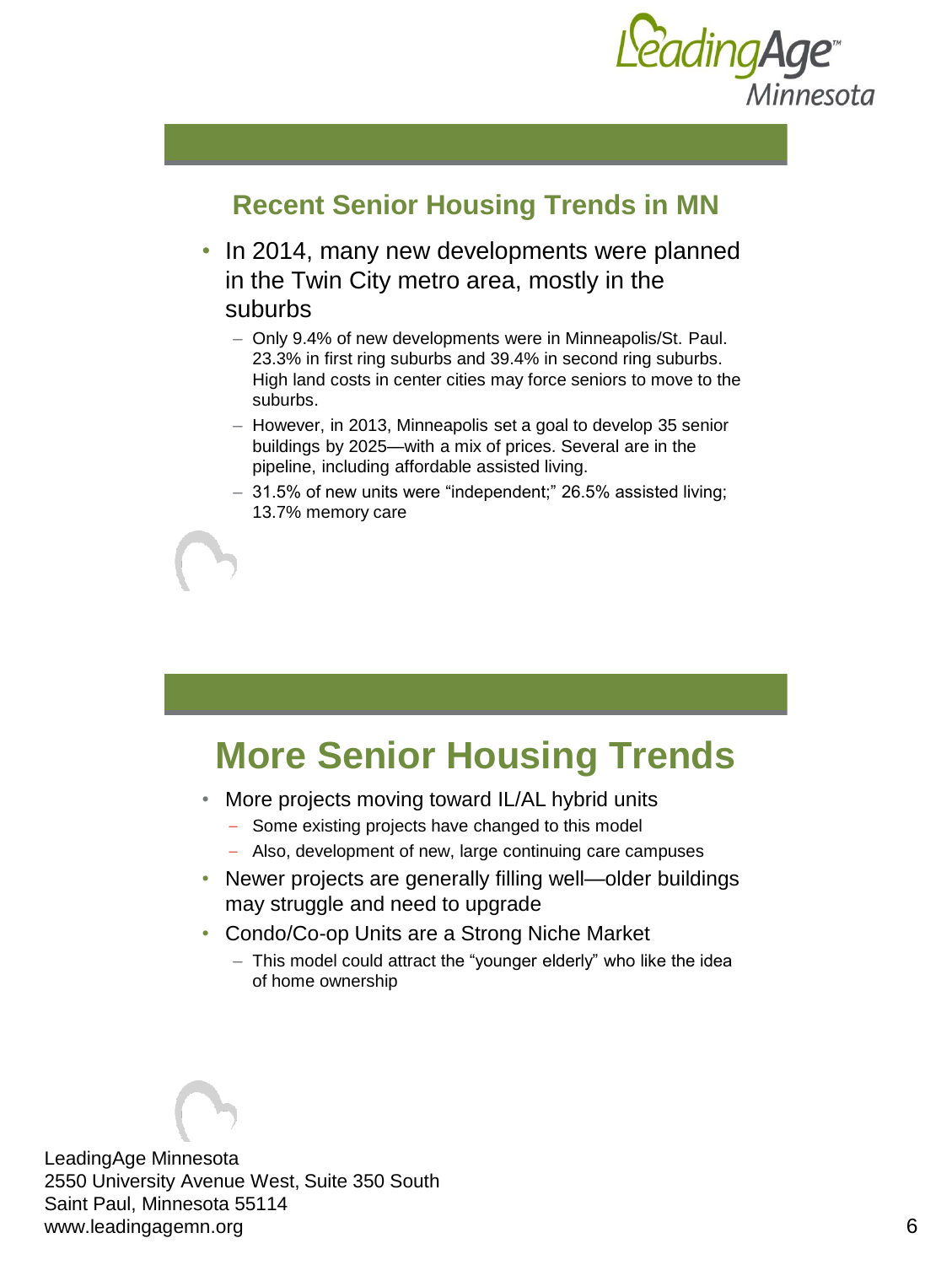## Recent Senior Housing Trends in MN

- In 2014, many new developments were planned in the Twin City metro area, mostly in the suburbs
  - Only 9.4% of new developments were in Minneapolis/St. Paul. 23.3% in first ring suburbs and 39.4% in second ring suburbs. High land costs in center cities may force seniors to move to the suburbs.
  - However, in 2013, Minneapolis set a goal to develop 35 senior buildings by 2025—with a mix of prices. Several are in the pipeline, including affordable assisted living.
  - 31.5% of new units were "independent;" 26.5% assisted living; 13.7% memory care

## More Senior Housing Trends

- More projects moving toward IL/AL hybrid units
  - Some existing projects have changed to this model
  - Also, development of new, large continuing care campuses
- Newer projects are generally filling well—older buildings may struggle and need to upgrade
- Condo/Co-op Units are a Strong Niche Market
  - This model could attract the "younger elderly" who like the idea of home ownership

LeadingAge Minnesota
2550 University Avenue West, Suite 350 South
Saint Paul, Minnesota 55114
www.leadingagemn.org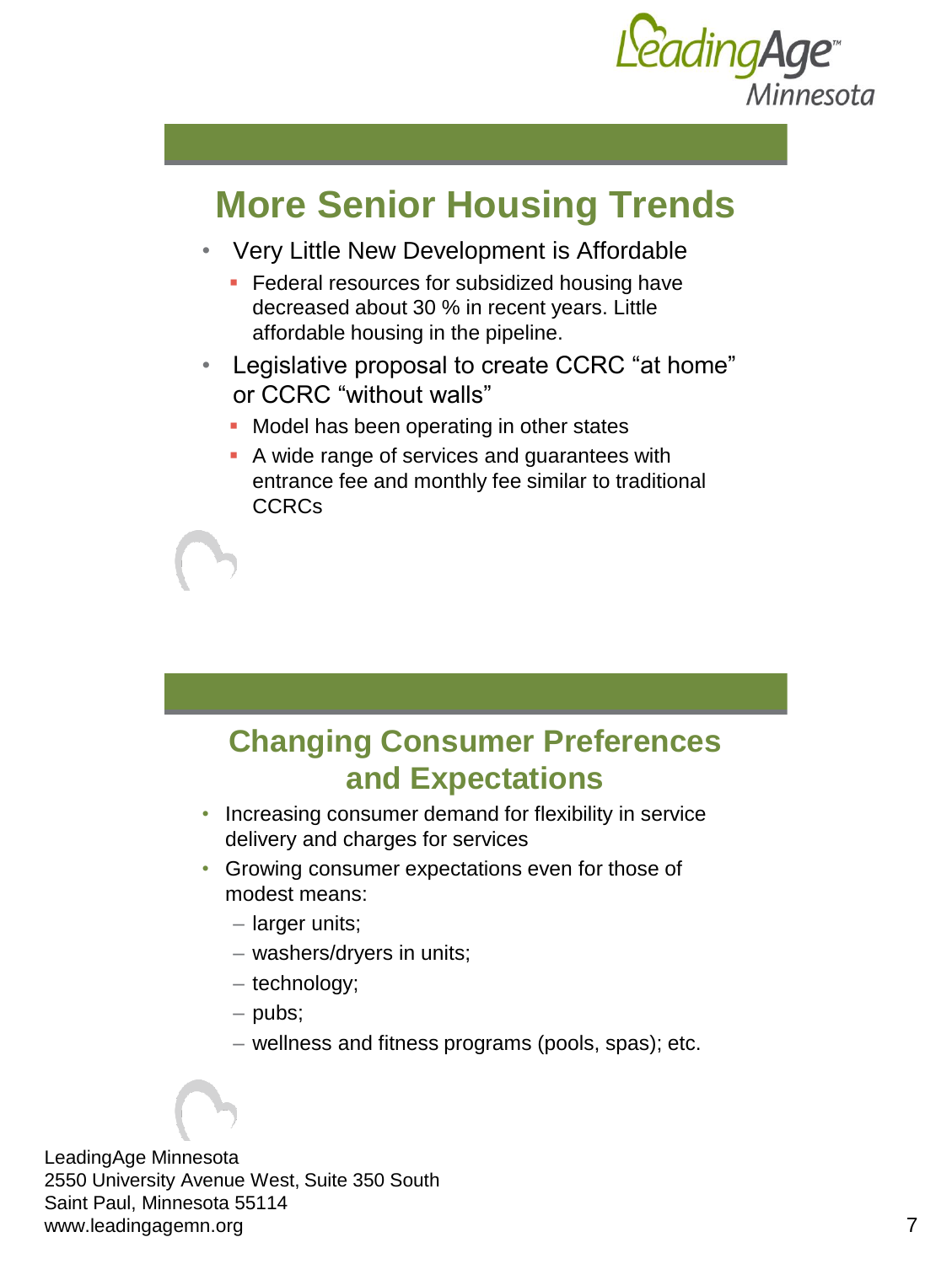## More Senior Housing Trends

- Very Little New Development is Affordable
  - Federal resources for subsidized housing have decreased about 30 % in recent years. Little affordable housing in the pipeline.
- Legislative proposal to create CCRC "at home" or CCRC "without walls"
  - Model has been operating in other states
  - A wide range of services and guarantees with entrance fee and monthly fee similar to traditional CCRCs

## Changing Consumer Preferences and Expectations

- Increasing consumer demand for flexibility in service delivery and charges for services
- Growing consumer expectations even for those of modest means:
  - larger units;
  - washers/dryers in units;
  - technology;
  - pubs;
  - wellness and fitness programs (pools, spas); etc.

LeadingAge Minnesota
2550 University Avenue West, Suite 350 South
Saint Paul, Minnesota 55114
www.leadingagemn.org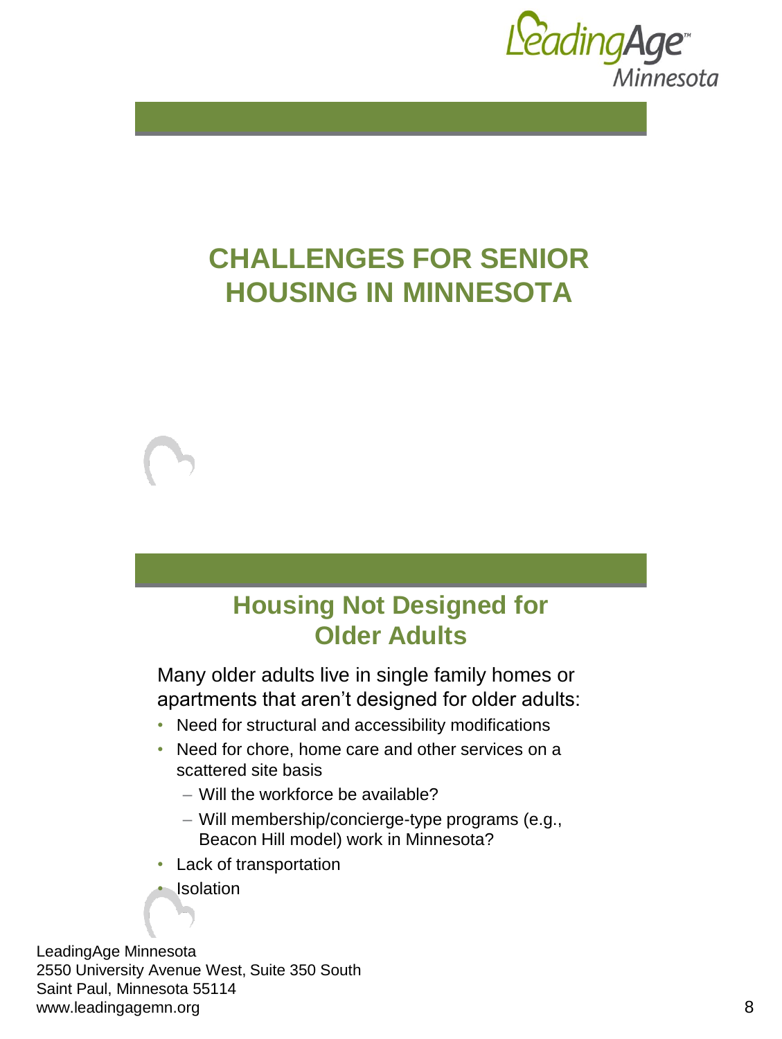# CHALLENGES FOR SENIOR HOUSING IN MINNESOTA

## Housing Not Designed for Older Adults

Many older adults live in single family homes or apartments that aren't designed for older adults:

- Need for structural and accessibility modifications
- Need for chore, home care and other services on a scattered site basis
  - Will the workforce be available?
  - Will membership/concierge-type programs (e.g., Beacon Hill model) work in Minnesota?
- Lack of transportation
- Isolation

LeadingAge Minnesota
2550 University Avenue West, Suite 350 South
Saint Paul, Minnesota 55114
www.leadingagemn.org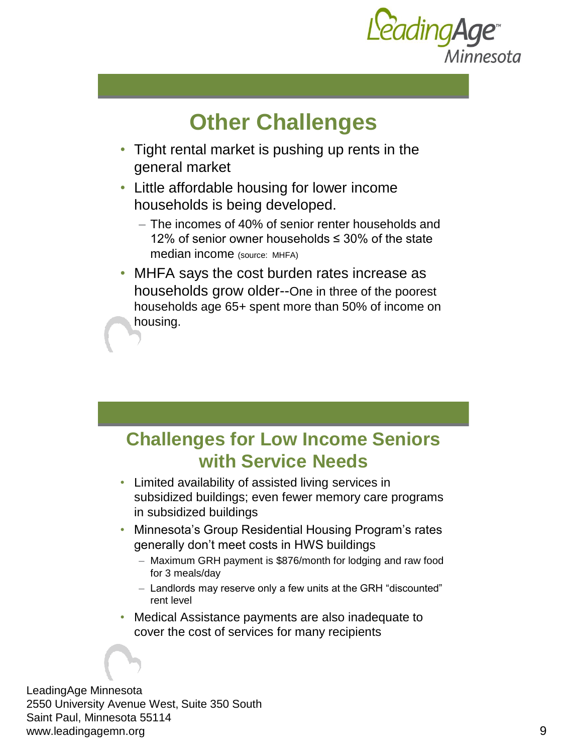## Other Challenges

- Tight rental market is pushing up rents in the general market
- Little affordable housing for lower income households is being developed.
  - The incomes of 40% of senior renter households and 12% of senior owner households ≤ 30% of the state median income (source: MHFA)
- MHFA says the cost burden rates increase as households grow older--One in three of the poorest households age 65+ spent more than 50% of income on housing.

## Challenges for Low Income Seniors with Service Needs

- Limited availability of assisted living services in subsidized buildings; even fewer memory care programs in subsidized buildings
- Minnesota's Group Residential Housing Program's rates generally don't meet costs in HWS buildings
  - Maximum GRH payment is $876/month for lodging and raw food for 3 meals/day
  - Landlords may reserve only a few units at the GRH "discounted" rent level
- Medical Assistance payments are also inadequate to cover the cost of services for many recipients

LeadingAge Minnesota
2550 University Avenue West, Suite 350 South
Saint Paul, Minnesota 55114
www.leadingagemn.org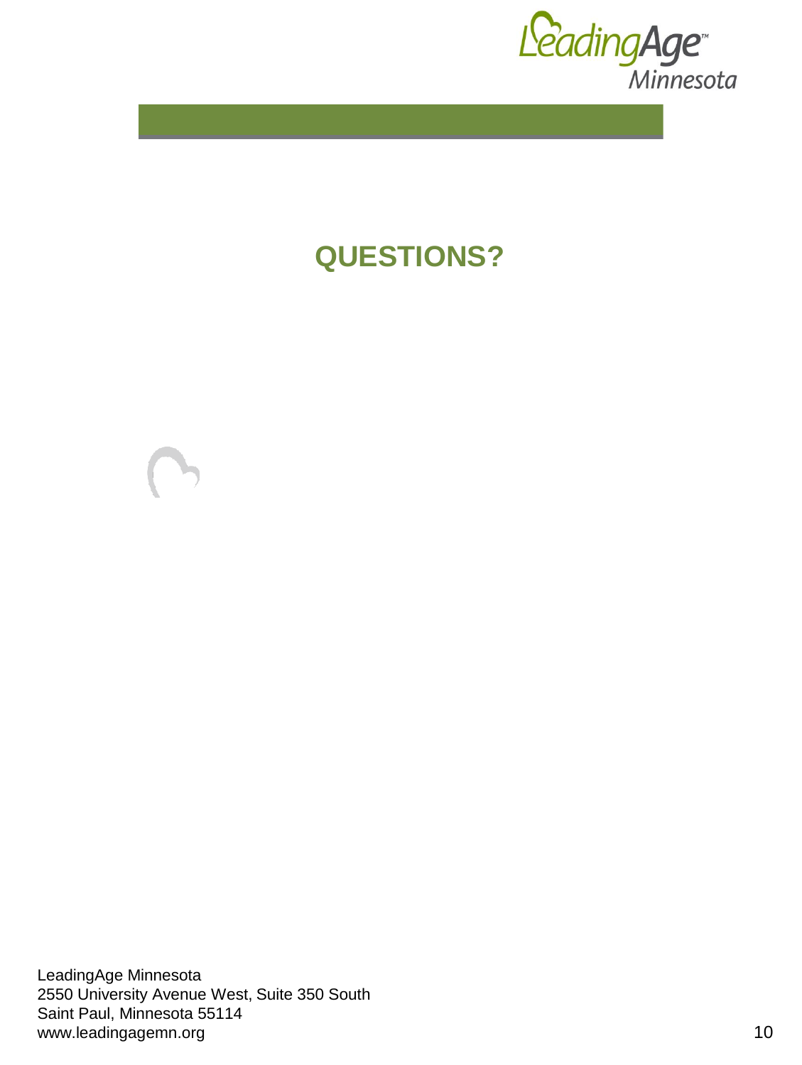# QUESTIONS?

LeadingAge Minnesota
2550 University Avenue West, Suite 350 South
Saint Paul, Minnesota 55114
www.leadingagemn.org